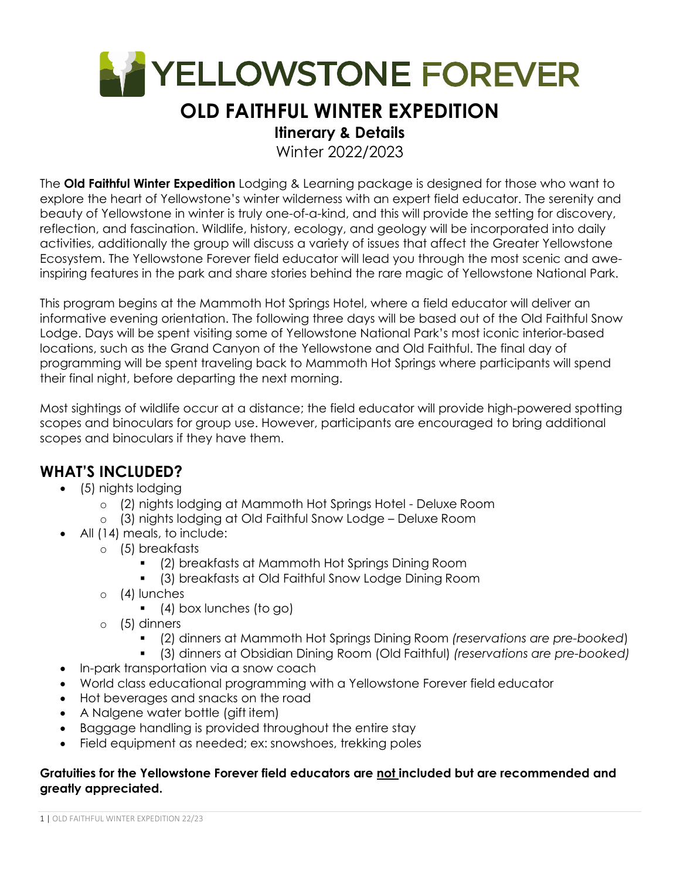# YELLOWSTONE FOREVER

# OLD FAITHFUL WINTER EXPEDITION

## Itinerary & Details

Winter 2022/2023

The **Old Faithful Winter Expedition** Lodging & Learning package is designed for those who want to explore the heart of Yellowstone's winter wilderness with an expert field educator. The serenity and beauty of Yellowstone in winter is truly one-of-a-kind, and this will provide the setting for discovery, reflection, and fascination. Wildlife, history, ecology, and geology will be incorporated into daily activities, additionally the group will discuss a variety of issues that affect the Greater Yellowstone Ecosystem. The Yellowstone Forever field educator will lead you through the most scenic and awe-inspiring features in the park and share stories behind the rare magic of Yellowstone National Park.

This program begins at the Mammoth Hot Springs Hotel, where a field educator will deliver an informative evening orientation. The following three days will be based out of the Old Faithful Snow Lodge. Days will be spent visiting some of Yellowstone National Park's most iconic interior-based locations, such as the Grand Canyon of the Yellowstone and Old Faithful. The final day of programming will be spent traveling back to Mammoth Hot Springs where participants will spend their final night, before departing the next morning.

Most sightings of wildlife occur at a distance; the field educator will provide high-powered spotting scopes and binoculars for group use. However, participants are encouraged to bring additional scopes and binoculars if they have them.

## WHAT'S INCLUDED?

- (5) nights lodging
  - (2) nights lodging at Mammoth Hot Springs Hotel - Deluxe Room
  - (3) nights lodging at Old Faithful Snow Lodge – Deluxe Room
- All (14) meals, to include:
  - (5) breakfasts
    - (2) breakfasts at Mammoth Hot Springs Dining Room
    - (3) breakfasts at Old Faithful Snow Lodge Dining Room
  - (4) lunches
    - (4) box lunches (to go)
  - (5) dinners
    - (2) dinners at Mammoth Hot Springs Dining Room *(reservations are pre-booked)*
    - (3) dinners at Obsidian Dining Room (Old Faithful) *(reservations are pre-booked)*
- In-park transportation via a snow coach
- World class educational programming with a Yellowstone Forever field educator
- Hot beverages and snacks on the road
- A Nalgene water bottle (gift item)
- Baggage handling is provided throughout the entire stay
- Field equipment as needed; ex: snowshoes, trekking poles

**Gratuities for the Yellowstone Forever field educators are not included but are recommended and greatly appreciated.**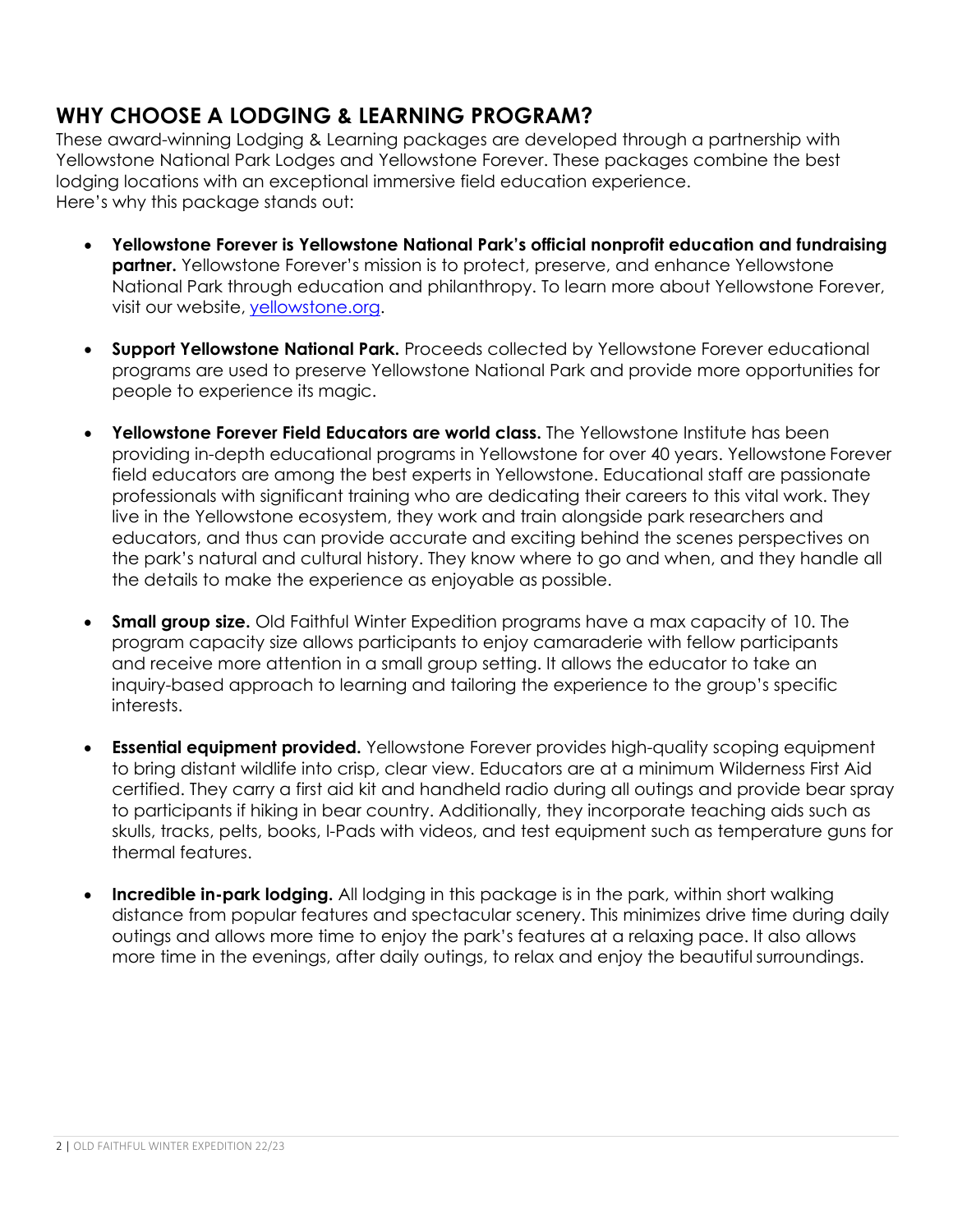## WHY CHOOSE A LODGING & LEARNING PROGRAM?

These award-winning Lodging & Learning packages are developed through a partnership with Yellowstone National Park Lodges and Yellowstone Forever. These packages combine the best lodging locations with an exceptional immersive field education experience.
Here's why this package stands out:

- **Yellowstone Forever is Yellowstone National Park's official nonprofit education and fundraising partner.** Yellowstone Forever's mission is to protect, preserve, and enhance Yellowstone National Park through education and philanthropy. To learn more about Yellowstone Forever, visit our website, [yellowstone.org](https://yellowstone.org).

- **Support Yellowstone National Park.** Proceeds collected by Yellowstone Forever educational programs are used to preserve Yellowstone National Park and provide more opportunities for people to experience its magic.

- **Yellowstone Forever Field Educators are world class.** The Yellowstone Institute has been providing in-depth educational programs in Yellowstone for over 40 years. Yellowstone Forever field educators are among the best experts in Yellowstone. Educational staff are passionate professionals with significant training who are dedicating their careers to this vital work. They live in the Yellowstone ecosystem, they work and train alongside park researchers and educators, and thus can provide accurate and exciting behind the scenes perspectives on the park's natural and cultural history. They know where to go and when, and they handle all the details to make the experience as enjoyable as possible.

- **Small group size.** Old Faithful Winter Expedition programs have a max capacity of 10. The program capacity size allows participants to enjoy camaraderie with fellow participants and receive more attention in a small group setting. It allows the educator to take an inquiry-based approach to learning and tailoring the experience to the group's specific interests.

- **Essential equipment provided.** Yellowstone Forever provides high-quality scoping equipment to bring distant wildlife into crisp, clear view. Educators are at a minimum Wilderness First Aid certified. They carry a first aid kit and handheld radio during all outings and provide bear spray to participants if hiking in bear country. Additionally, they incorporate teaching aids such as skulls, tracks, pelts, books, I-Pads with videos, and test equipment such as temperature guns for thermal features.

- **Incredible in-park lodging.** All lodging in this package is in the park, within short walking distance from popular features and spectacular scenery. This minimizes drive time during daily outings and allows more time to enjoy the park's features at a relaxing pace. It also allows more time in the evenings, after daily outings, to relax and enjoy the beautiful surroundings.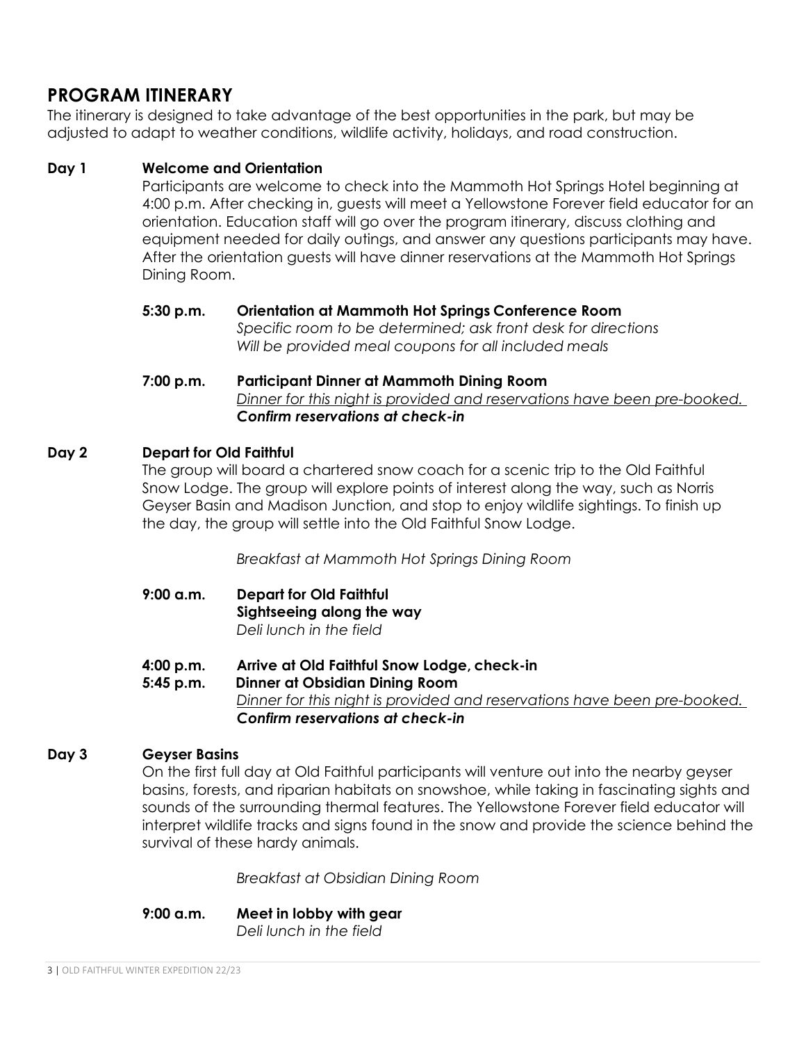## PROGRAM ITINERARY

The itinerary is designed to take advantage of the best opportunities in the park, but may be adjusted to adapt to weather conditions, wildlife activity, holidays, and road construction.

### Day 1 — Welcome and Orientation

Participants are welcome to check into the Mammoth Hot Springs Hotel beginning at 4:00 p.m. After checking in, guests will meet a Yellowstone Forever field educator for an orientation. Education staff will go over the program itinerary, discuss clothing and equipment needed for daily outings, and answer any questions participants may have. After the orientation guests will have dinner reservations at the Mammoth Hot Springs Dining Room.

**5:30 p.m.** **Orientation at Mammoth Hot Springs Conference Room**
*Specific room to be determined; ask front desk for directions*
*Will be provided meal coupons for all included meals*

**7:00 p.m.** **Participant Dinner at Mammoth Dining Room**
*Dinner for this night is provided and reservations have been pre-booked.*
***Confirm reservations at check-in***

### Day 2 — Depart for Old Faithful

The group will board a chartered snow coach for a scenic trip to the Old Faithful Snow Lodge. The group will explore points of interest along the way, such as Norris Geyser Basin and Madison Junction, and stop to enjoy wildlife sightings. To finish up the day, the group will settle into the Old Faithful Snow Lodge.

*Breakfast at Mammoth Hot Springs Dining Room*

**9:00 a.m.** **Depart for Old Faithful**
**Sightseeing along the way**
*Deli lunch in the field*

**4:00 p.m.** **Arrive at Old Faithful Snow Lodge, check-in**

**5:45 p.m.** **Dinner at Obsidian Dining Room**
*Dinner for this night is provided and reservations have been pre-booked.*
***Confirm reservations at check-in***

### Day 3 — Geyser Basins

On the first full day at Old Faithful participants will venture out into the nearby geyser basins, forests, and riparian habitats on snowshoe, while taking in fascinating sights and sounds of the surrounding thermal features. The Yellowstone Forever field educator will interpret wildlife tracks and signs found in the snow and provide the science behind the survival of these hardy animals.

*Breakfast at Obsidian Dining Room*

**9:00 a.m.** **Meet in lobby with gear**
*Deli lunch in the field*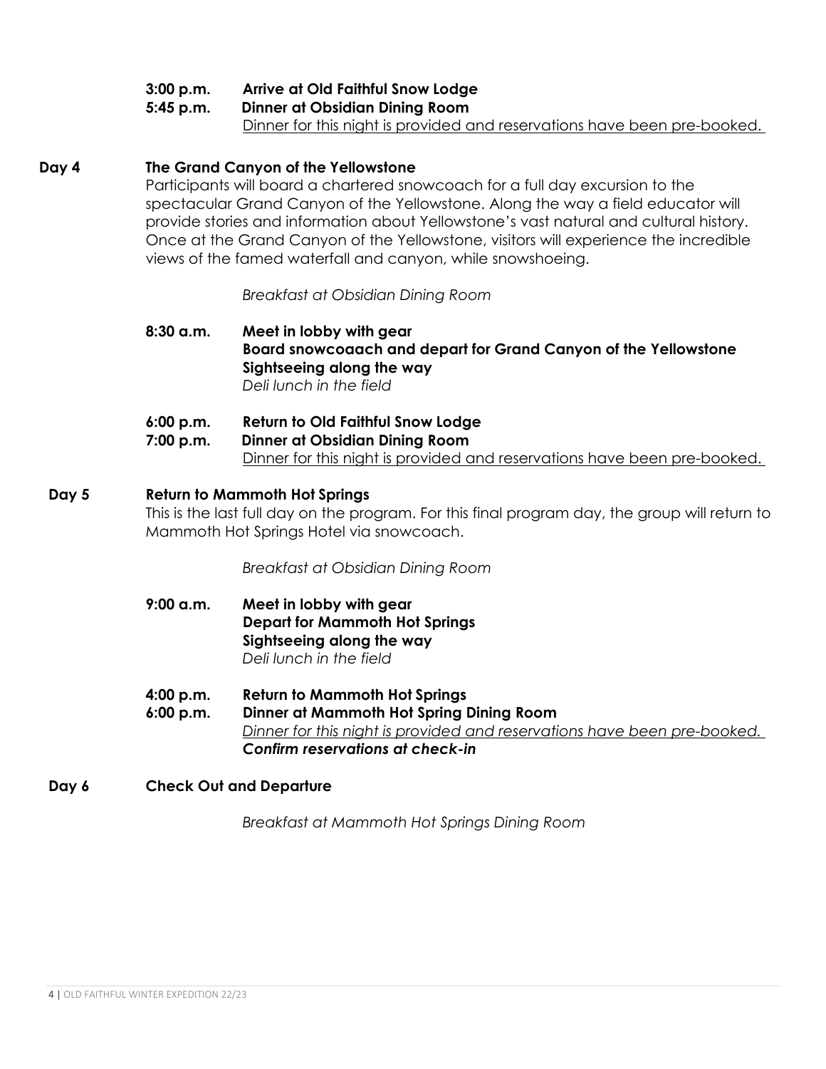**3:00 p.m.** **Arrive at Old Faithful Snow Lodge**
**5:45 p.m.** **Dinner at Obsidian Dining Room**
<u>Dinner for this night is provided and reservations have been pre-booked.</u>

## Day 4 The Grand Canyon of the Yellowstone

Participants will board a chartered snowcoach for a full day excursion to the spectacular Grand Canyon of the Yellowstone. Along the way a field educator will provide stories and information about Yellowstone's vast natural and cultural history. Once at the Grand Canyon of the Yellowstone, visitors will experience the incredible views of the famed waterfall and canyon, while snowshoeing.

*Breakfast at Obsidian Dining Room*

**8:30 a.m.** **Meet in lobby with gear**
**Board snowcoaach and depart for Grand Canyon of the Yellowstone**
**Sightseeing along the way**
*Deli lunch in the field*

**6:00 p.m.** **Return to Old Faithful Snow Lodge**
**7:00 p.m.** **Dinner at Obsidian Dining Room**
<u>Dinner for this night is provided and reservations have been pre-booked.</u>

## Day 5 Return to Mammoth Hot Springs

This is the last full day on the program. For this final program day, the group will return to Mammoth Hot Springs Hotel via snowcoach.

*Breakfast at Obsidian Dining Room*

**9:00 a.m.** **Meet in lobby with gear**
**Depart for Mammoth Hot Springs**
**Sightseeing along the way**
*Deli lunch in the field*

**4:00 p.m.** **Return to Mammoth Hot Springs**
**6:00 p.m.** **Dinner at Mammoth Hot Spring Dining Room**
<u>*Dinner for this night is provided and reservations have been pre-booked.*</u>
***Confirm reservations at check-in***

## Day 6 Check Out and Departure

*Breakfast at Mammoth Hot Springs Dining Room*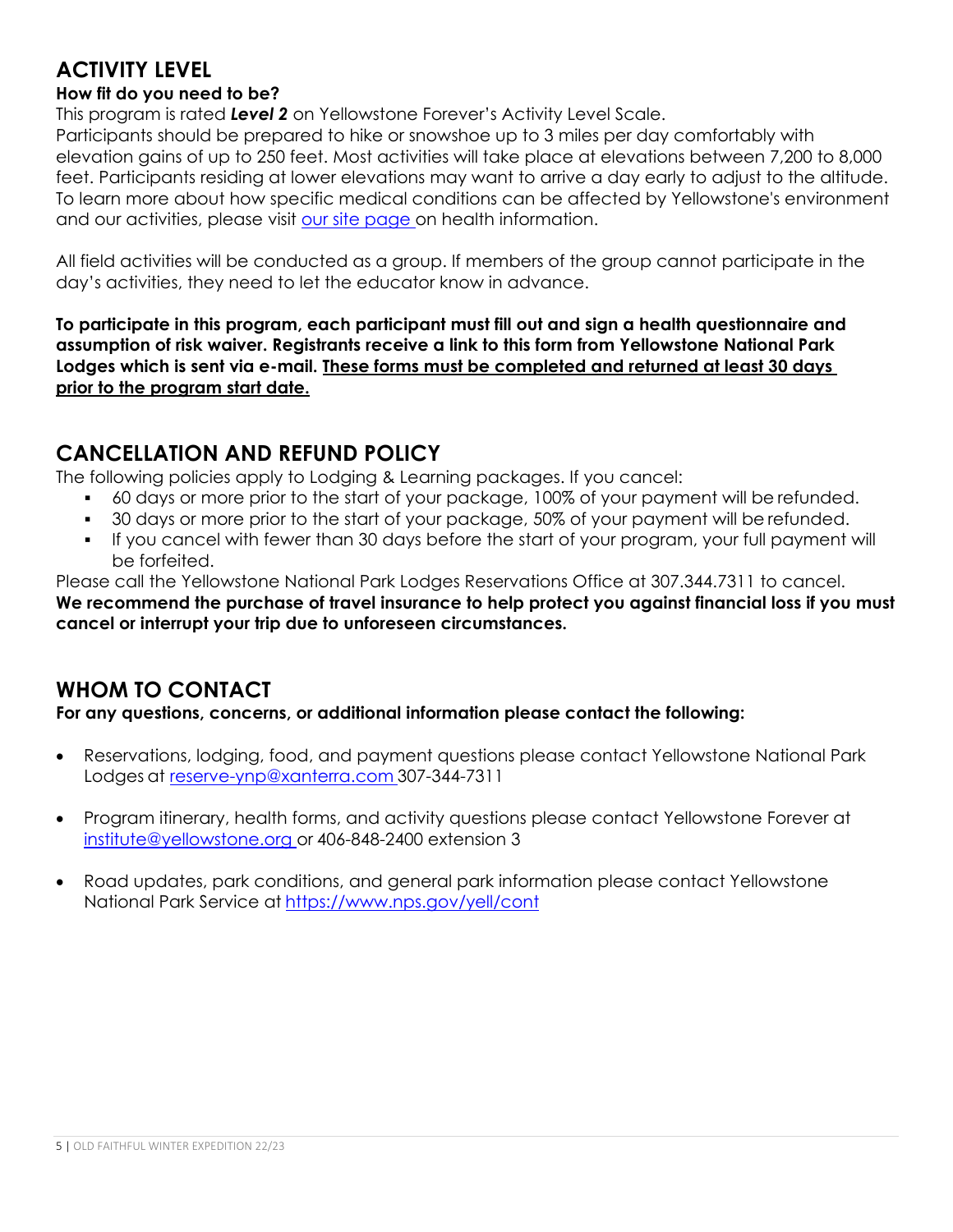## ACTIVITY LEVEL

**How fit do you need to be?**

This program is rated ***Level 2*** on Yellowstone Forever's Activity Level Scale.

Participants should be prepared to hike or snowshoe up to 3 miles per day comfortably with elevation gains of up to 250 feet. Most activities will take place at elevations between 7,200 to 8,000 feet. Participants residing at lower elevations may want to arrive a day early to adjust to the altitude. To learn more about how specific medical conditions can be affected by Yellowstone's environment and our activities, please visit our site page on health information.

All field activities will be conducted as a group. If members of the group cannot participate in the day's activities, they need to let the educator know in advance.

**To participate in this program, each participant must fill out and sign a health questionnaire and assumption of risk waiver. Registrants receive a link to this form from Yellowstone National Park Lodges which is sent via e-mail. <u>These forms must be completed and returned at least 30 days prior to the program start date.</u>**

## CANCELLATION AND REFUND POLICY

The following policies apply to Lodging & Learning packages. If you cancel:

- 60 days or more prior to the start of your package, 100% of your payment will be refunded.
- 30 days or more prior to the start of your package, 50% of your payment will be refunded.
- If you cancel with fewer than 30 days before the start of your program, your full payment will be forfeited.

Please call the Yellowstone National Park Lodges Reservations Office at 307.344.7311 to cancel.

**We recommend the purchase of travel insurance to help protect you against financial loss if you must cancel or interrupt your trip due to unforeseen circumstances.**

## WHOM TO CONTACT

**For any questions, concerns, or additional information please contact the following:**

- Reservations, lodging, food, and payment questions please contact Yellowstone National Park Lodges at reserve-ynp@xanterra.com 307-344-7311
- Program itinerary, health forms, and activity questions please contact Yellowstone Forever at institute@yellowstone.org or 406-848-2400 extension 3
- Road updates, park conditions, and general park information please contact Yellowstone National Park Service at https://www.nps.gov/yell/cont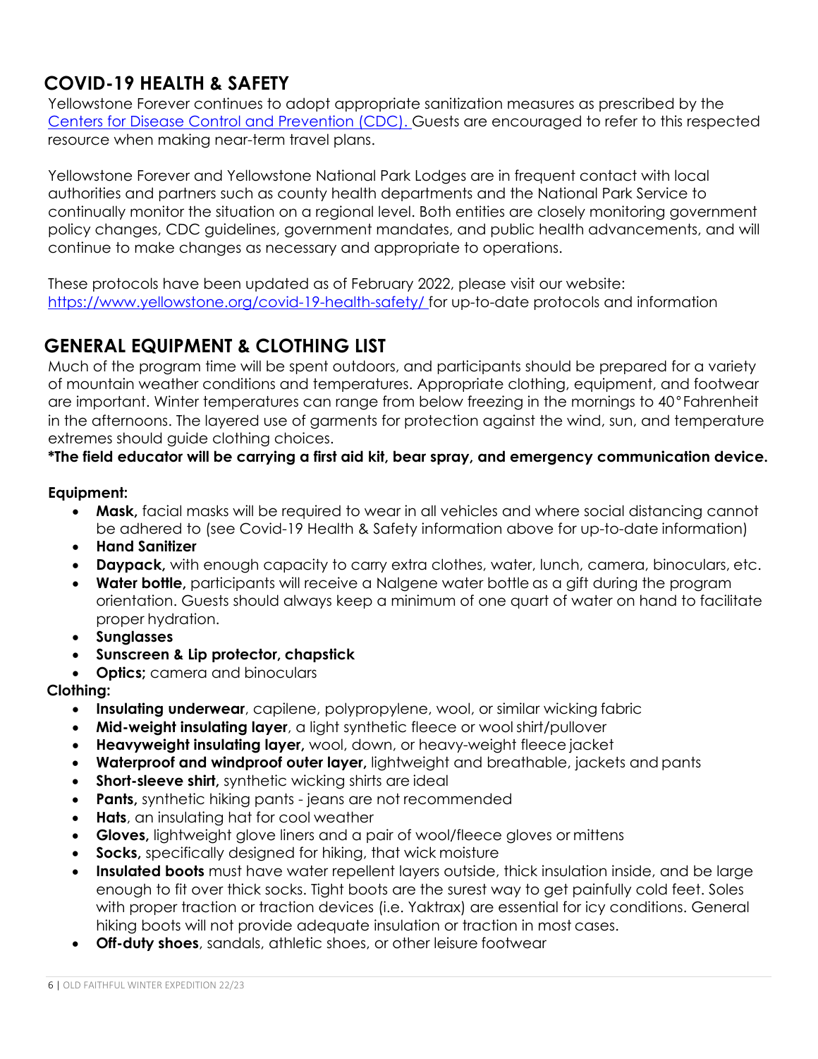## COVID-19 HEALTH & SAFETY

Yellowstone Forever continues to adopt appropriate sanitization measures as prescribed by the [Centers for Disease Control and Prevention (CDC).](https://www.cdc.gov) Guests are encouraged to refer to this respected resource when making near-term travel plans.

Yellowstone Forever and Yellowstone National Park Lodges are in frequent contact with local authorities and partners such as county health departments and the National Park Service to continually monitor the situation on a regional level. Both entities are closely monitoring government policy changes, CDC guidelines, government mandates, and public health advancements, and will continue to make changes as necessary and appropriate to operations.

These protocols have been updated as of February 2022, please visit our website: https://www.yellowstone.org/covid-19-health-safety/ for up-to-date protocols and information

## GENERAL EQUIPMENT & CLOTHING LIST

Much of the program time will be spent outdoors, and participants should be prepared for a variety of mountain weather conditions and temperatures. Appropriate clothing, equipment, and footwear are important. Winter temperatures can range from below freezing in the mornings to 40°Fahrenheit in the afternoons. The layered use of garments for protection against the wind, sun, and temperature extremes should guide clothing choices.

**\*The field educator will be carrying a first aid kit, bear spray, and emergency communication device.**

**Equipment:**

- **Mask,** facial masks will be required to wear in all vehicles and where social distancing cannot be adhered to (see Covid-19 Health & Safety information above for up-to-date information)
- **Hand Sanitizer**
- **Daypack,** with enough capacity to carry extra clothes, water, lunch, camera, binoculars, etc.
- **Water bottle,** participants will receive a Nalgene water bottle as a gift during the program orientation. Guests should always keep a minimum of one quart of water on hand to facilitate proper hydration.
- **Sunglasses**
- **Sunscreen & Lip protector, chapstick**
- **Optics;** camera and binoculars

**Clothing:**

- **Insulating underwear**, capilene, polypropylene, wool, or similar wicking fabric
- **Mid-weight insulating layer**, a light synthetic fleece or wool shirt/pullover
- **Heavyweight insulating layer,** wool, down, or heavy-weight fleece jacket
- **Waterproof and windproof outer layer,** lightweight and breathable, jackets and pants
- **Short-sleeve shirt,** synthetic wicking shirts are ideal
- **Pants,** synthetic hiking pants - jeans are not recommended
- **Hats**, an insulating hat for cool weather
- **Gloves,** lightweight glove liners and a pair of wool/fleece gloves or mittens
- **Socks,** specifically designed for hiking, that wick moisture
- **Insulated boots** must have water repellent layers outside, thick insulation inside, and be large enough to fit over thick socks. Tight boots are the surest way to get painfully cold feet. Soles with proper traction or traction devices (i.e. Yaktrax) are essential for icy conditions. General hiking boots will not provide adequate insulation or traction in most cases.
- **Off-duty shoes**, sandals, athletic shoes, or other leisure footwear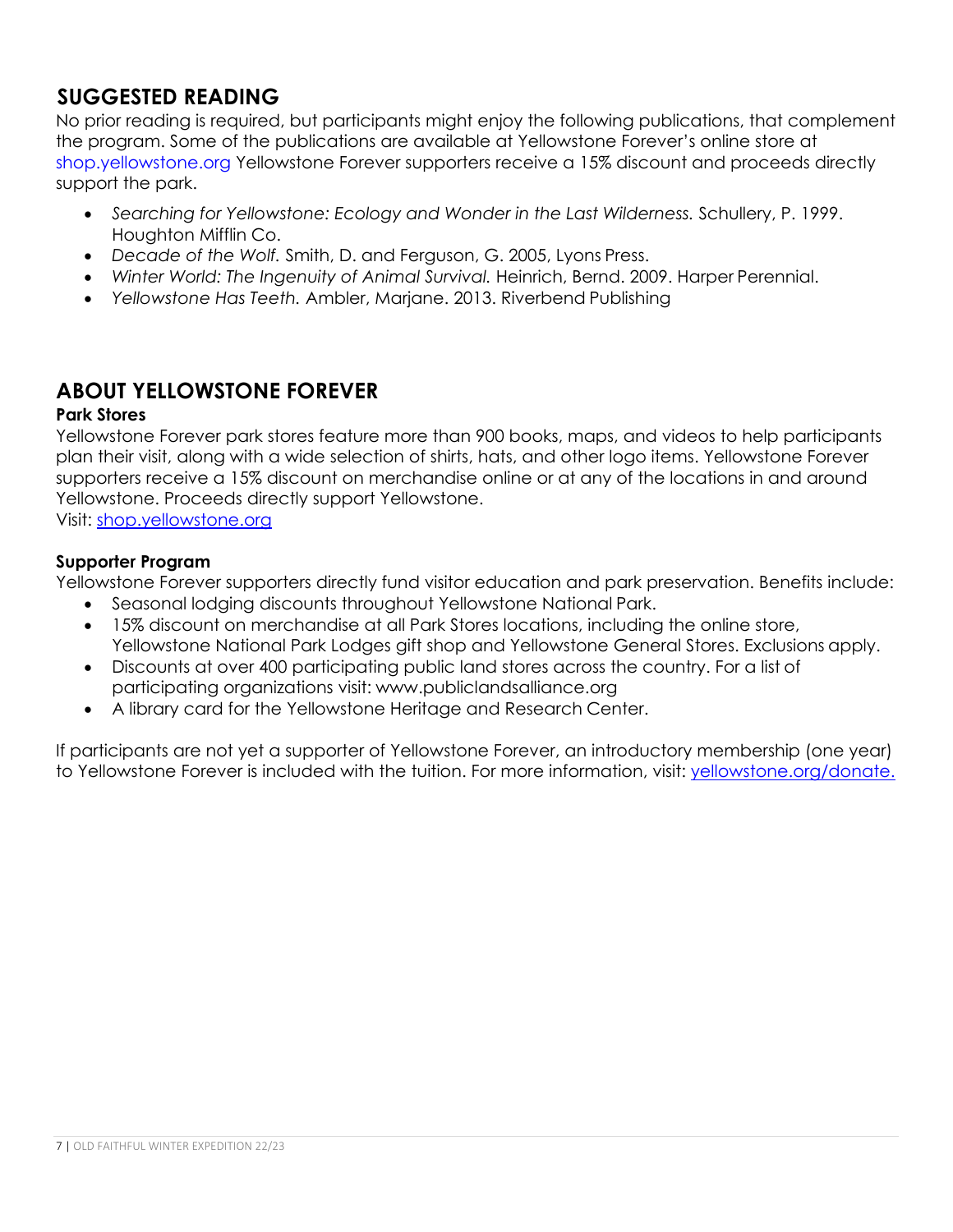## SUGGESTED READING

No prior reading is required, but participants might enjoy the following publications, that complement the program. Some of the publications are available at Yellowstone Forever's online store at shop.yellowstone.org Yellowstone Forever supporters receive a 15% discount and proceeds directly support the park.

- *Searching for Yellowstone: Ecology and Wonder in the Last Wilderness.* Schullery, P. 1999. Houghton Mifflin Co.
- *Decade of the Wolf.* Smith, D. and Ferguson, G. 2005, Lyons Press.
- *Winter World: The Ingenuity of Animal Survival.* Heinrich, Bernd. 2009. Harper Perennial.
- *Yellowstone Has Teeth.* Ambler, Marjane. 2013. Riverbend Publishing

## ABOUT YELLOWSTONE FOREVER

**Park Stores**

Yellowstone Forever park stores feature more than 900 books, maps, and videos to help participants plan their visit, along with a wide selection of shirts, hats, and other logo items. Yellowstone Forever supporters receive a 15% discount on merchandise online or at any of the locations in and around Yellowstone. Proceeds directly support Yellowstone.

Visit: shop.yellowstone.org

**Supporter Program**

Yellowstone Forever supporters directly fund visitor education and park preservation. Benefits include:

- Seasonal lodging discounts throughout Yellowstone National Park.
- 15% discount on merchandise at all Park Stores locations, including the online store, Yellowstone National Park Lodges gift shop and Yellowstone General Stores. Exclusions apply.
- Discounts at over 400 participating public land stores across the country. For a list of participating organizations visit: www.publiclandsalliance.org
- A library card for the Yellowstone Heritage and Research Center.

If participants are not yet a supporter of Yellowstone Forever, an introductory membership (one year) to Yellowstone Forever is included with the tuition. For more information, visit: yellowstone.org/donate.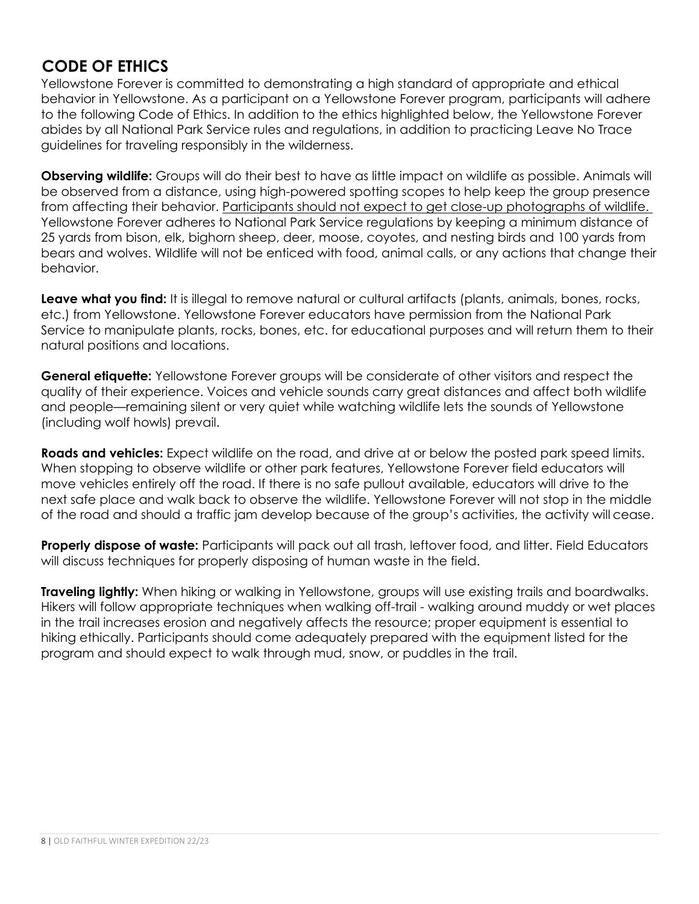## CODE OF ETHICS

Yellowstone Forever is committed to demonstrating a high standard of appropriate and ethical behavior in Yellowstone. As a participant on a Yellowstone Forever program, participants will adhere to the following Code of Ethics. In addition to the ethics highlighted below, the Yellowstone Forever abides by all National Park Service rules and regulations, in addition to practicing Leave No Trace guidelines for traveling responsibly in the wilderness.

**Observing wildlife:** Groups will do their best to have as little impact on wildlife as possible. Animals will be observed from a distance, using high-powered spotting scopes to help keep the group presence from affecting their behavior. <u>Participants should not expect to get close-up photographs of wildlife.</u> Yellowstone Forever adheres to National Park Service regulations by keeping a minimum distance of 25 yards from bison, elk, bighorn sheep, deer, moose, coyotes, and nesting birds and 100 yards from bears and wolves. Wildlife will not be enticed with food, animal calls, or any actions that change their behavior.

**Leave what you find:** It is illegal to remove natural or cultural artifacts (plants, animals, bones, rocks, etc.) from Yellowstone. Yellowstone Forever educators have permission from the National Park Service to manipulate plants, rocks, bones, etc. for educational purposes and will return them to their natural positions and locations.

**General etiquette:** Yellowstone Forever groups will be considerate of other visitors and respect the quality of their experience. Voices and vehicle sounds carry great distances and affect both wildlife and people—remaining silent or very quiet while watching wildlife lets the sounds of Yellowstone (including wolf howls) prevail.

**Roads and vehicles:** Expect wildlife on the road, and drive at or below the posted park speed limits. When stopping to observe wildlife or other park features, Yellowstone Forever field educators will move vehicles entirely off the road. If there is no safe pullout available, educators will drive to the next safe place and walk back to observe the wildlife. Yellowstone Forever will not stop in the middle of the road and should a traffic jam develop because of the group's activities, the activity will cease.

**Properly dispose of waste:** Participants will pack out all trash, leftover food, and litter. Field Educators will discuss techniques for properly disposing of human waste in the field.

**Traveling lightly:** When hiking or walking in Yellowstone, groups will use existing trails and boardwalks. Hikers will follow appropriate techniques when walking off-trail - walking around muddy or wet places in the trail increases erosion and negatively affects the resource; proper equipment is essential to hiking ethically. Participants should come adequately prepared with the equipment listed for the program and should expect to walk through mud, snow, or puddles in the trail.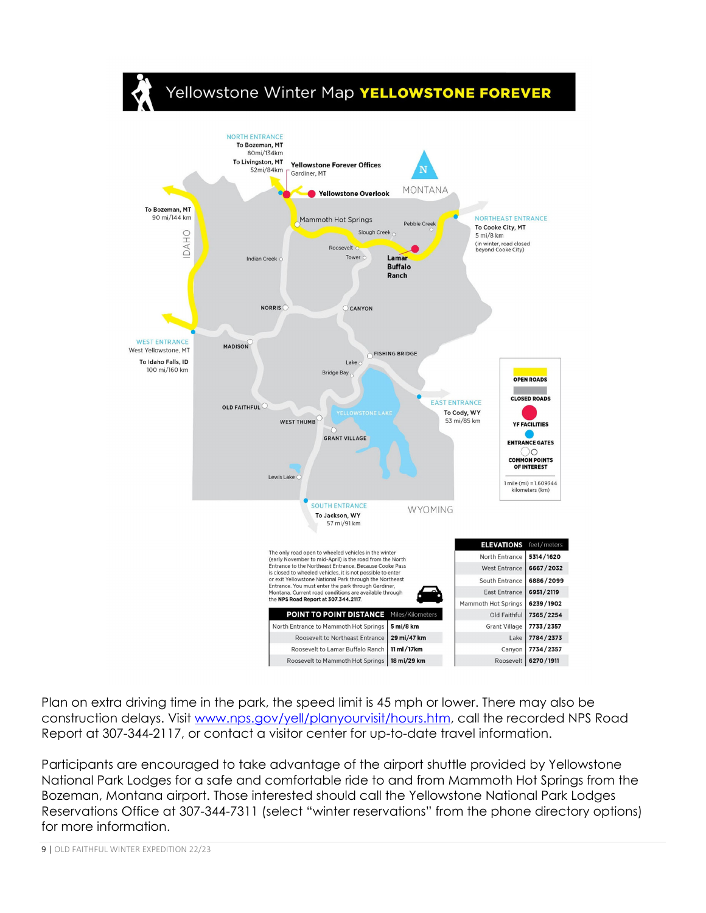# Yellowstone Winter Map YELLOWSTONE FOREVER

NORTH ENTRANCE
To Bozeman, MT
80mi/134km
To Livingston, MT
52mi/84km

Yellowstone Forever Offices
Gardiner, MT

Yellowstone Overlook

MONTANA

To Bozeman, MT
90 mi/144 km

IDAHO

Mammoth Hot Springs

Pebble Creek

Slough Creek

NORTHEAST ENTRANCE
To Cooke City, MT
5 mi/8 km
(in winter, road closed beyond Cooke City)

Roosevelt

Tower

Lamar Buffalo Ranch

Indian Creek

NORRIS

CANYON

WEST ENTRANCE
West Yellowstone, MT

To Idaho Falls, ID
100 mi/160 km

MADISON

FISHING BRIDGE

Lake

Bridge Bay

EAST ENTRANCE
To Cody, WY
53 mi/85 km

OLD FAITHFUL

YELLOWSTONE LAKE

WEST THUMB

GRANT VILLAGE

Lewis Lake

SOUTH ENTRANCE
To Jackson, WY
57 mi/91 km

WYOMING

OPEN ROADS
CLOSED ROADS
YF FACILITIES
ENTRANCE GATES
COMMON POINTS OF INTEREST

1 mile (mi) = 1.609344 kilometers (km)

The only road open to wheeled vehicles in the winter (early November to mid-April) is the road from the North Entrance to the Northeast Entrance. Because Cooke Pass is closed to wheeled vehicles, it is not possible to enter or exit Yellowstone National Park through the Northeast Entrance. You must enter the park through Gardiner, Montana. Current road conditions are available through the **NPS Road Report at 307.344.2117**.

| POINT TO POINT DISTANCE | Miles/Kilometers |
|---|---|
| North Entrance to Mammoth Hot Springs | 5 mi/8 km |
| Roosevelt to Northeast Entrance | 29 mi/47 km |
| Roosevelt to Lamar Buffalo Ranch | 11 mi/17km |
| Roosevelt to Mammoth Hot Springs | 18 mi/29 km |

| ELEVATIONS | feet/meters |
|---|---|
| North Entrance | 5314/1620 |
| West Entrance | 6667/2032 |
| South Entrance | 6886/2099 |
| East Entrance | 6951/2119 |
| Mammoth Hot Springs | 6239/1902 |
| Old Faithful | 7365/2254 |
| Grant Village | 7733/2357 |
| Lake | 7784/2373 |
| Canyon | 7734/2357 |
| Roosevelt | 6270/1911 |

Plan on extra driving time in the park, the speed limit is 45 mph or lower. There may also be construction delays. Visit www.nps.gov/yell/planyourvisit/hours.htm, call the recorded NPS Road Report at 307-344-2117, or contact a visitor center for up-to-date travel information.

Participants are encouraged to take advantage of the airport shuttle provided by Yellowstone National Park Lodges for a safe and comfortable ride to and from Mammoth Hot Springs from the Bozeman, Montana airport. Those interested should call the Yellowstone National Park Lodges Reservations Office at 307-344-7311 (select "winter reservations" from the phone directory options) for more information.